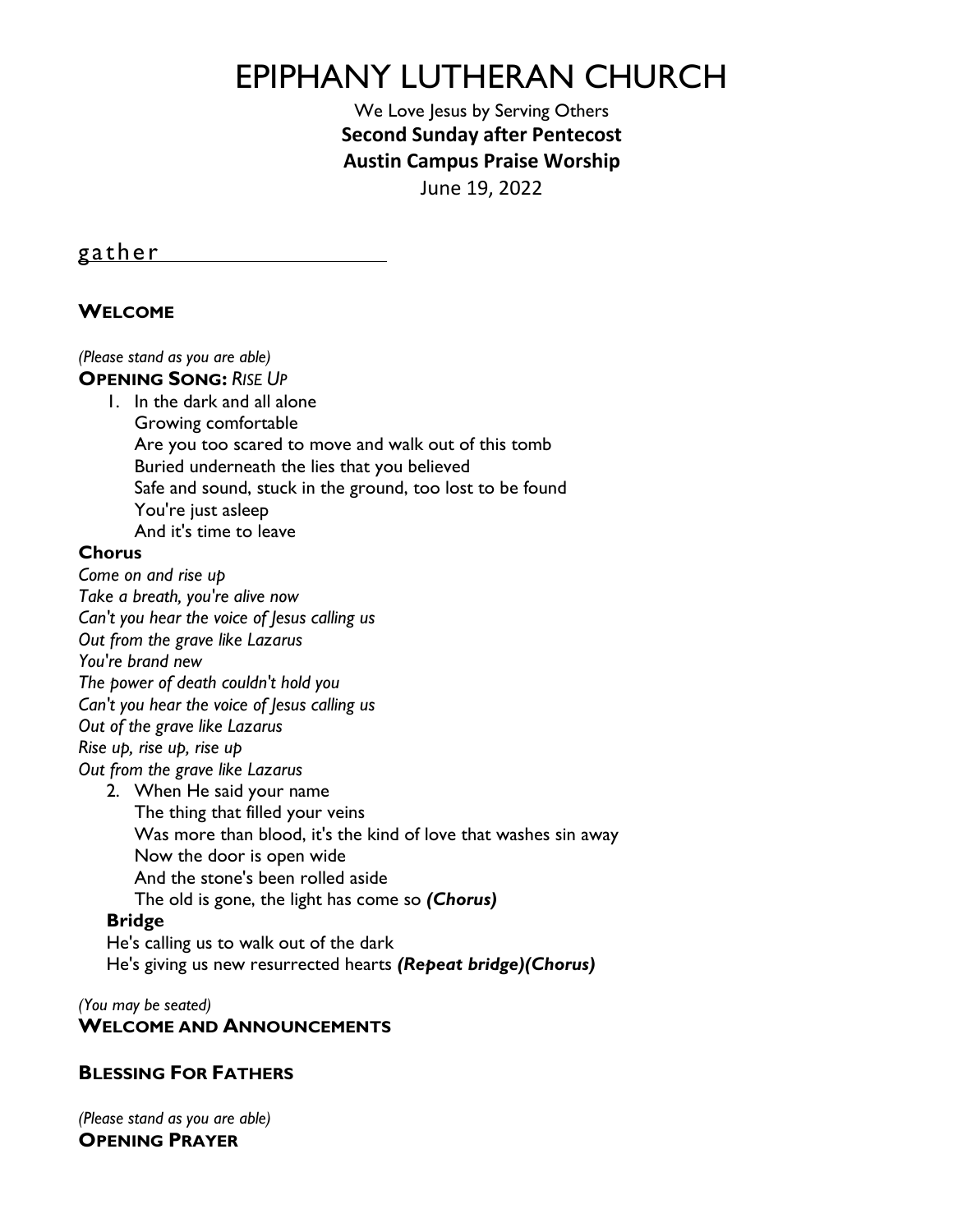# EPIPHANY LUTHERAN CHURCH

We Love Jesus by Serving Others

**Second Sunday after Pentecost**

**Austin Campus Praise Worship**

June 19, 2022

## gather

### WELCOME

*(Please stand as you are able)*

**OPENING SONG:** *RISE UP*

1. In the dark and all alone
   Growing comfortable
   Are you too scared to move and walk out of this tomb
   Buried underneath the lies that you believed
   Safe and sound, stuck in the ground, too lost to be found
   You're just asleep
   And it's time to leave

**Chorus**

*Come on and rise up*
*Take a breath, you're alive now*
*Can't you hear the voice of Jesus calling us*
*Out from the grave like Lazarus*
*You're brand new*
*The power of death couldn't hold you*
*Can't you hear the voice of Jesus calling us*
*Out of the grave like Lazarus*
*Rise up, rise up, rise up*
*Out from the grave like Lazarus*

2. When He said your name
   The thing that filled your veins
   Was more than blood, it's the kind of love that washes sin away
   Now the door is open wide
   And the stone's been rolled aside
   The old is gone, the light has come so ***(Chorus)***

**Bridge**

He's calling us to walk out of the dark
He's giving us new resurrected hearts ***(Repeat bridge)(Chorus)***

*(You may be seated)*

### WELCOME AND ANNOUNCEMENTS

### BLESSING FOR FATHERS

*(Please stand as you are able)*

### OPENING PRAYER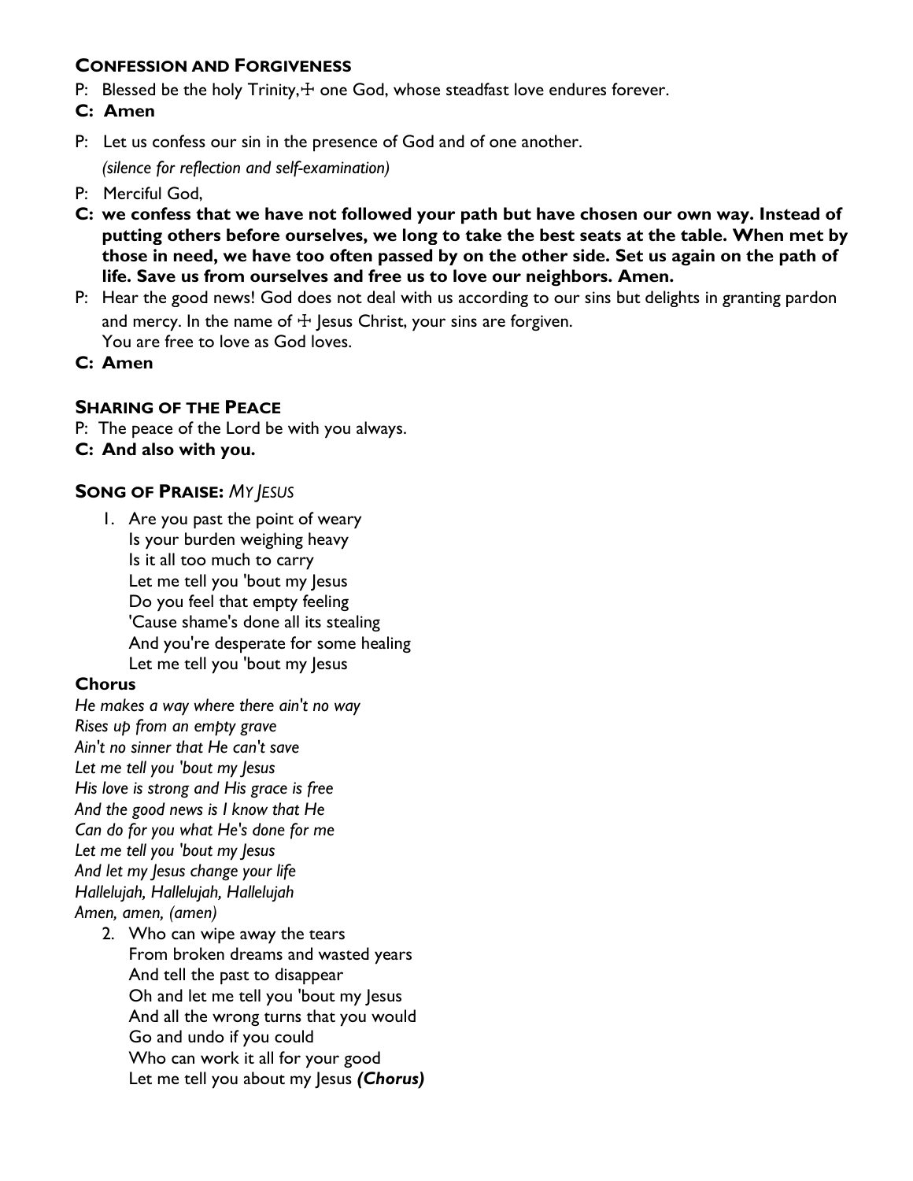### Confession and Forgiveness

P: Blessed be the holy Trinity,☩ one God, whose steadfast love endures forever.

**C: Amen**

P: Let us confess our sin in the presence of God and of one another.

*(silence for reflection and self-examination)*

P: Merciful God,

**C: we confess that we have not followed your path but have chosen our own way. Instead of putting others before ourselves, we long to take the best seats at the table. When met by those in need, we have too often passed by on the other side. Set us again on the path of life. Save us from ourselves and free us to love our neighbors. Amen.**

P: Hear the good news! God does not deal with us according to our sins but delights in granting pardon and mercy. In the name of ☩ Jesus Christ, your sins are forgiven.
You are free to love as God loves.

**C: Amen**

### Sharing of the Peace

P: The peace of the Lord be with you always.

**C: And also with you.**

### Song of Praise: *My Jesus*

1. Are you past the point of weary
   Is your burden weighing heavy
   Is it all too much to carry
   Let me tell you 'bout my Jesus
   Do you feel that empty feeling
   'Cause shame's done all its stealing
   And you're desperate for some healing
   Let me tell you 'bout my Jesus

**Chorus**

*He makes a way where there ain't no way*
*Rises up from an empty grave*
*Ain't no sinner that He can't save*
*Let me tell you 'bout my Jesus*
*His love is strong and His grace is free*
*And the good news is I know that He*
*Can do for you what He's done for me*
*Let me tell you 'bout my Jesus*
*And let my Jesus change your life*
*Hallelujah, Hallelujah, Hallelujah*
*Amen, amen, (amen)*

2. Who can wipe away the tears
   From broken dreams and wasted years
   And tell the past to disappear
   Oh and let me tell you 'bout my Jesus
   And all the wrong turns that you would
   Go and undo if you could
   Who can work it all for your good
   Let me tell you about my Jesus ***(Chorus)***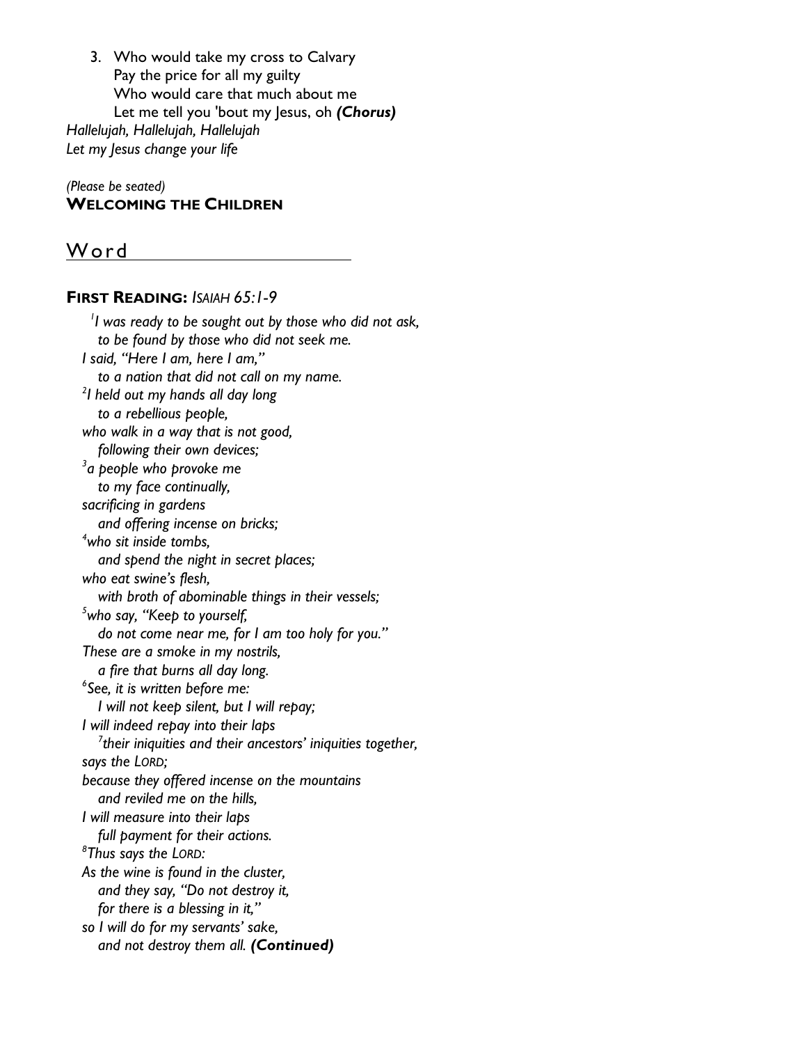3. Who would take my cross to Calvary
   Pay the price for all my guilty
   Who would care that much about me
   Let me tell you 'bout my Jesus, oh ***(Chorus)***

*Hallelujah, Hallelujah, Hallelujah*
*Let my Jesus change your life*

*(Please be seated)*
**WELCOMING THE CHILDREN**

## Word

**FIRST READING:** *ISAIAH 65:1-9*

*[1]I was ready to be sought out by those who did not ask,*
*to be found by those who did not seek me.*
*I said, "Here I am, here I am,"*
*to a nation that did not call on my name.*
*[2]I held out my hands all day long*
*to a rebellious people,*
*who walk in a way that is not good,*
*following their own devices;*
*[3]a people who provoke me*
*to my face continually,*
*sacrificing in gardens*
*and offering incense on bricks;*
*[4]who sit inside tombs,*
*and spend the night in secret places;*
*who eat swine's flesh,*
*with broth of abominable things in their vessels;*
*[5]who say, "Keep to yourself,*
*do not come near me, for I am too holy for you."*
*These are a smoke in my nostrils,*
*a fire that burns all day long.*
*[6]See, it is written before me:*
*I will not keep silent, but I will repay;*
*I will indeed repay into their laps*
*[7]their iniquities and their ancestors' iniquities together,*
*says the LORD;*
*because they offered incense on the mountains*
*and reviled me on the hills,*
*I will measure into their laps*
*full payment for their actions.*
*[8]Thus says the LORD:*
*As the wine is found in the cluster,*
*and they say, "Do not destroy it,*
*for there is a blessing in it,"*
*so I will do for my servants' sake,*
*and not destroy them all.* ***(Continued)***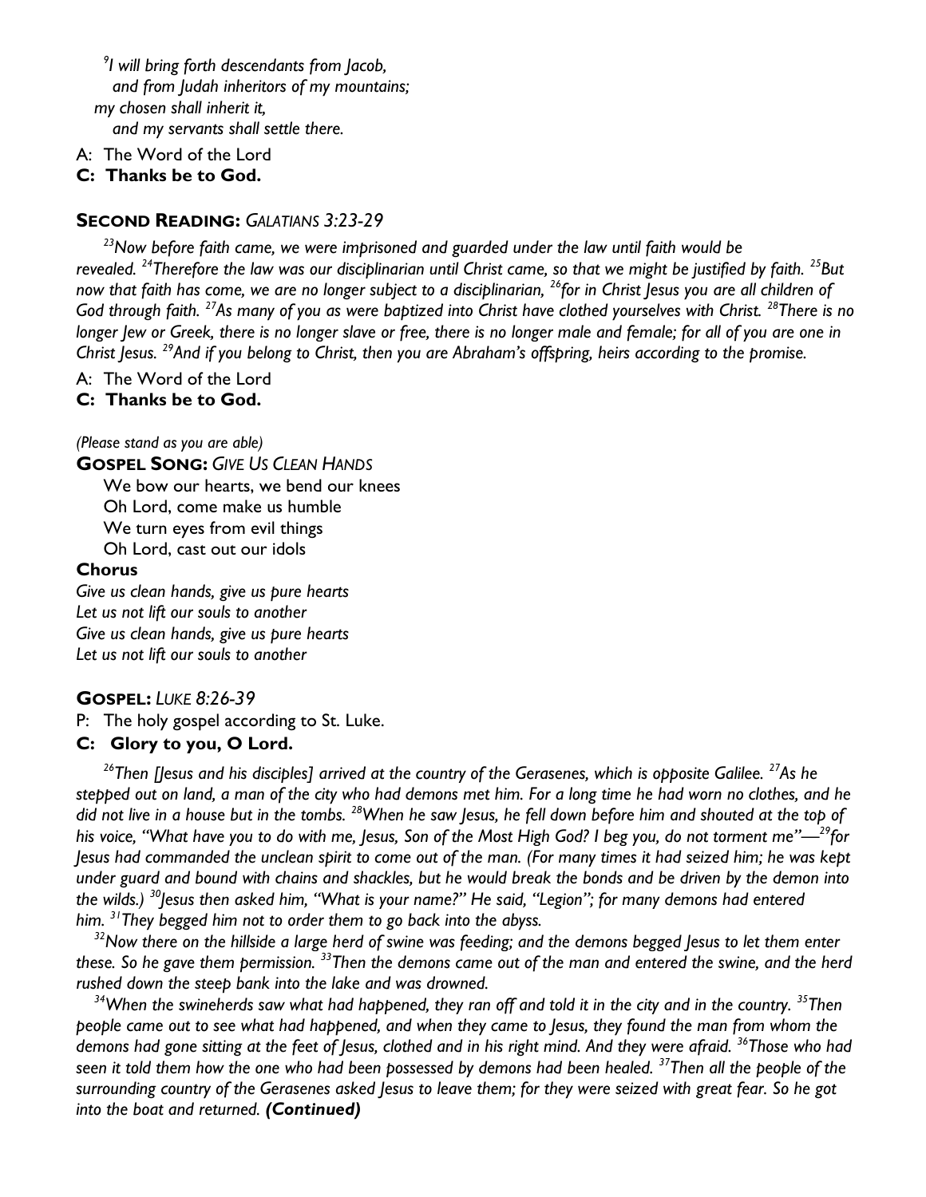*[9]I will bring forth descendants from Jacob,*
*and from Judah inheritors of my mountains;*
*my chosen shall inherit it,*
*and my servants shall settle there.*

A: The Word of the Lord
**C: Thanks be to God.**

## SECOND READING: *GALATIANS 3:23-29*

*[23]Now before faith came, we were imprisoned and guarded under the law until faith would be revealed. [24]Therefore the law was our disciplinarian until Christ came, so that we might be justified by faith. [25]But now that faith has come, we are no longer subject to a disciplinarian, [26]for in Christ Jesus you are all children of God through faith. [27]As many of you as were baptized into Christ have clothed yourselves with Christ. [28]There is no longer Jew or Greek, there is no longer slave or free, there is no longer male and female; for all of you are one in Christ Jesus. [29]And if you belong to Christ, then you are Abraham's offspring, heirs according to the promise.*

A: The Word of the Lord
**C: Thanks be to God.**

*(Please stand as you are able)*

## GOSPEL SONG: *GIVE US CLEAN HANDS*

We bow our hearts, we bend our knees
Oh Lord, come make us humble
We turn eyes from evil things
Oh Lord, cast out our idols

**Chorus**

*Give us clean hands, give us pure hearts*
*Let us not lift our souls to another*
*Give us clean hands, give us pure hearts*
*Let us not lift our souls to another*

## GOSPEL: *LUKE 8:26-39*

P: The holy gospel according to St. Luke.
**C: Glory to you, O Lord.**

*[26]Then [Jesus and his disciples] arrived at the country of the Gerasenes, which is opposite Galilee. [27]As he stepped out on land, a man of the city who had demons met him. For a long time he had worn no clothes, and he did not live in a house but in the tombs. [28]When he saw Jesus, he fell down before him and shouted at the top of his voice, "What have you to do with me, Jesus, Son of the Most High God? I beg you, do not torment me"—[29]for Jesus had commanded the unclean spirit to come out of the man. (For many times it had seized him; he was kept under guard and bound with chains and shackles, but he would break the bonds and be driven by the demon into the wilds.) [30]Jesus then asked him, "What is your name?" He said, "Legion"; for many demons had entered him. [31]They begged him not to order them to go back into the abyss.*

*[32]Now there on the hillside a large herd of swine was feeding; and the demons begged Jesus to let them enter these. So he gave them permission. [33]Then the demons came out of the man and entered the swine, and the herd rushed down the steep bank into the lake and was drowned.*

*[34]When the swineherds saw what had happened, they ran off and told it in the city and in the country. [35]Then people came out to see what had happened, and when they came to Jesus, they found the man from whom the demons had gone sitting at the feet of Jesus, clothed and in his right mind. And they were afraid. [36]Those who had seen it told them how the one who had been possessed by demons had been healed. [37]Then all the people of the surrounding country of the Gerasenes asked Jesus to leave them; for they were seized with great fear. So he got into the boat and returned.* ***(Continued)***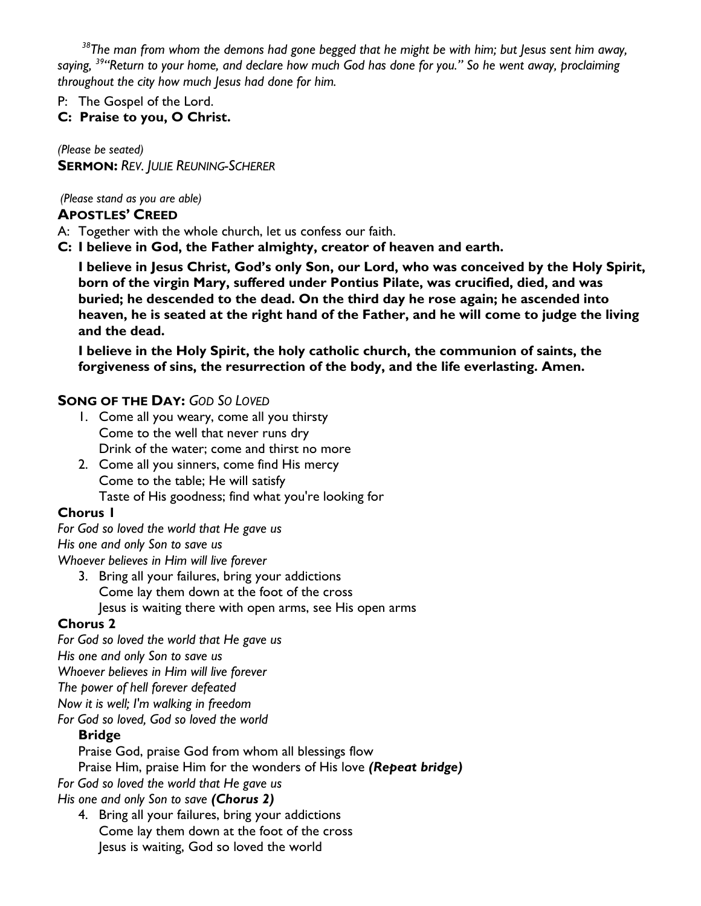*[38]The man from whom the demons had gone begged that he might be with him; but Jesus sent him away, saying, [39]"Return to your home, and declare how much God has done for you." So he went away, proclaiming throughout the city how much Jesus had done for him.*

P: The Gospel of the Lord.

**C: Praise to you, O Christ.**

*(Please be seated)*

**SERMON:** *REV. JULIE REUNING-SCHERER*

*(Please stand as you are able)*

**APOSTLES' CREED**

A: Together with the whole church, let us confess our faith.

**C: I believe in God, the Father almighty, creator of heaven and earth.**

**I believe in Jesus Christ, God's only Son, our Lord, who was conceived by the Holy Spirit, born of the virgin Mary, suffered under Pontius Pilate, was crucified, died, and was buried; he descended to the dead. On the third day he rose again; he ascended into heaven, he is seated at the right hand of the Father, and he will come to judge the living and the dead.**

**I believe in the Holy Spirit, the holy catholic church, the communion of saints, the forgiveness of sins, the resurrection of the body, and the life everlasting. Amen.**

**SONG OF THE DAY:** *GOD SO LOVED*

1. Come all you weary, come all you thirsty
   Come to the well that never runs dry
   Drink of the water; come and thirst no more
2. Come all you sinners, come find His mercy
   Come to the table; He will satisfy
   Taste of His goodness; find what you're looking for

**Chorus 1**

*For God so loved the world that He gave us*
*His one and only Son to save us*
*Whoever believes in Him will live forever*

3. Bring all your failures, bring your addictions
   Come lay them down at the foot of the cross
   Jesus is waiting there with open arms, see His open arms

**Chorus 2**

*For God so loved the world that He gave us*
*His one and only Son to save us*
*Whoever believes in Him will live forever*
*The power of hell forever defeated*
*Now it is well; I'm walking in freedom*
*For God so loved, God so loved the world*

**Bridge**

Praise God, praise God from whom all blessings flow
Praise Him, praise Him for the wonders of His love ***(Repeat bridge)***

*For God so loved the world that He gave us*
*His one and only Son to save* ***(Chorus 2)***

4. Bring all your failures, bring your addictions
   Come lay them down at the foot of the cross
   Jesus is waiting, God so loved the world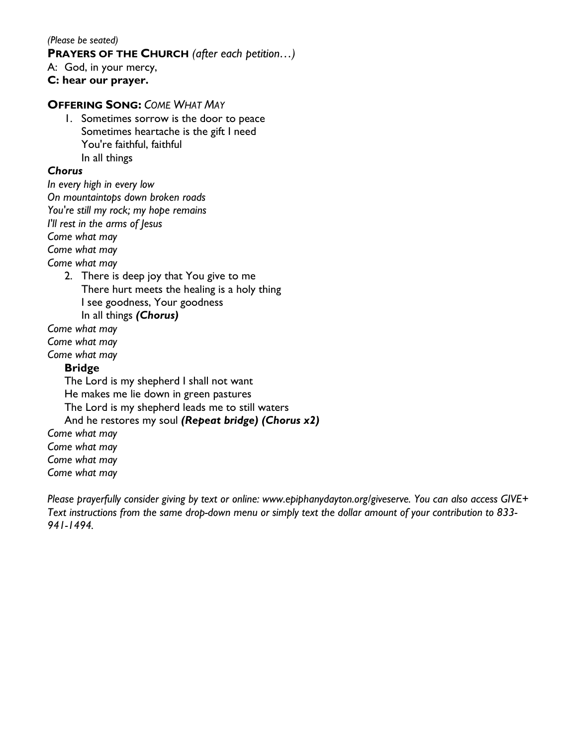*(Please be seated)*

**PRAYERS OF THE CHURCH** *(after each petition…)*

A: God, in your mercy,

**C: hear our prayer.**

**OFFERING SONG:** *COME WHAT MAY*

1. Sometimes sorrow is the door to peace
   Sometimes heartache is the gift I need
   You're faithful, faithful
   In all things

***Chorus***

*In every high in every low*
*On mountaintops down broken roads*
*You're still my rock; my hope remains*
*I'll rest in the arms of Jesus*
*Come what may*
*Come what may*
*Come what may*

2. There is deep joy that You give to me
   There hurt meets the healing is a holy thing
   I see goodness, Your goodness
   In all things ***(Chorus)***

*Come what may*
*Come what may*
*Come what may*

**Bridge**

The Lord is my shepherd I shall not want
He makes me lie down in green pastures
The Lord is my shepherd leads me to still waters
And he restores my soul ***(Repeat bridge) (Chorus x2)***

*Come what may*
*Come what may*
*Come what may*
*Come what may*

*Please prayerfully consider giving by text or online: www.epiphanydayton.org/giveserve. You can also access GIVE+ Text instructions from the same drop-down menu or simply text the dollar amount of your contribution to 833-941-1494.*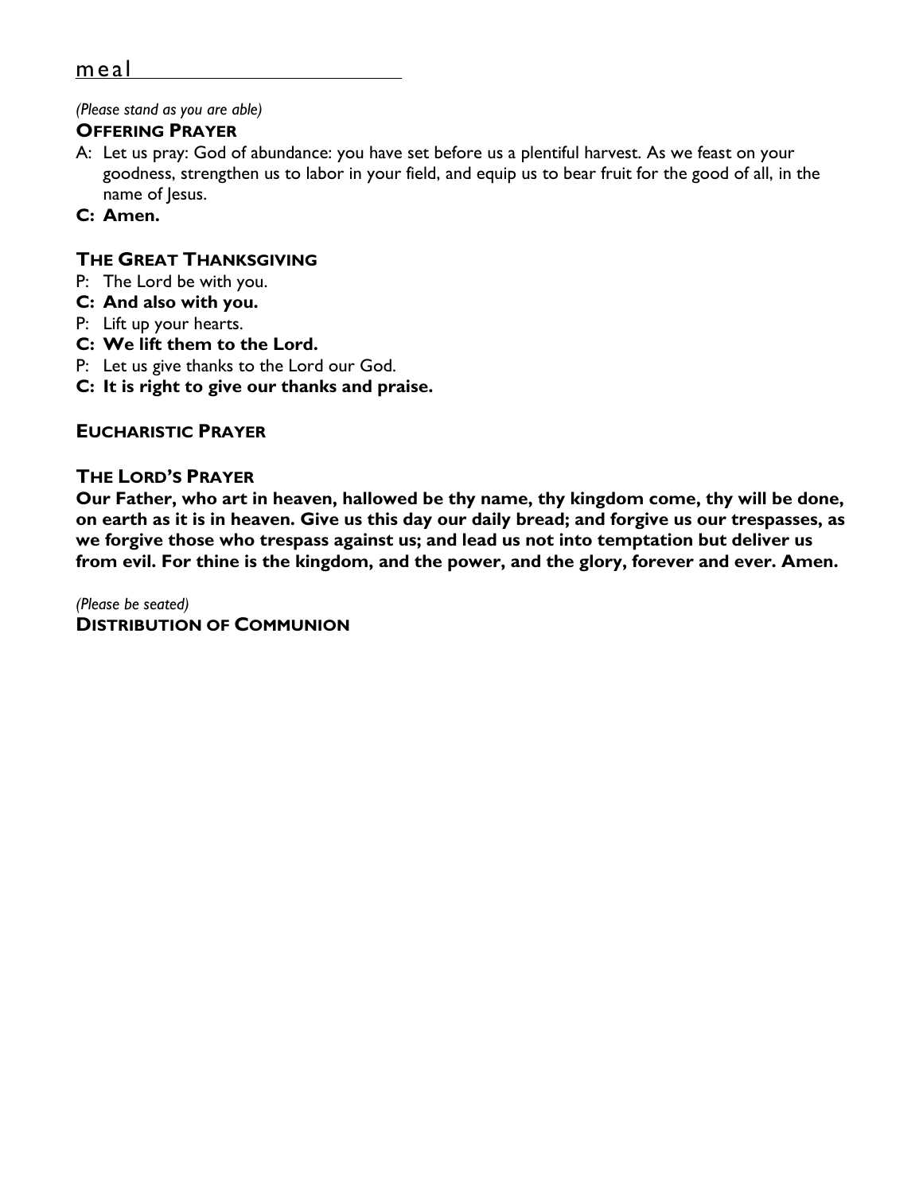## meal

*(Please stand as you are able)*

**OFFERING PRAYER**

A: Let us pray: God of abundance: you have set before us a plentiful harvest. As we feast on your goodness, strengthen us to labor in your field, and equip us to bear fruit for the good of all, in the name of Jesus.

**C: Amen.**

**THE GREAT THANKSGIVING**

P: The Lord be with you.

**C: And also with you.**

P: Lift up your hearts.

**C: We lift them to the Lord.**

P: Let us give thanks to the Lord our God.

**C: It is right to give our thanks and praise.**

**EUCHARISTIC PRAYER**

**THE LORD'S PRAYER**

**Our Father, who art in heaven, hallowed be thy name, thy kingdom come, thy will be done, on earth as it is in heaven. Give us this day our daily bread; and forgive us our trespasses, as we forgive those who trespass against us; and lead us not into temptation but deliver us from evil. For thine is the kingdom, and the power, and the glory, forever and ever. Amen.**

*(Please be seated)*

**DISTRIBUTION OF COMMUNION**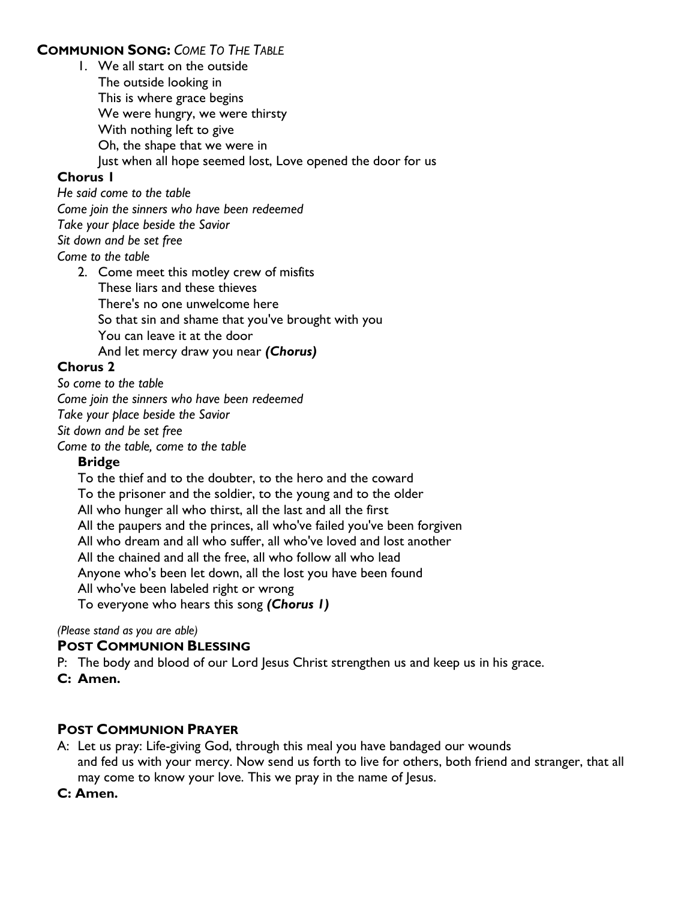**COMMUNION SONG:** *COME TO THE TABLE*

1. We all start on the outside  
   The outside looking in  
   This is where grace begins  
   We were hungry, we were thirsty  
   With nothing left to give  
   Oh, the shape that we were in  
   Just when all hope seemed lost, Love opened the door for us

**Chorus 1**

*He said come to the table*  
*Come join the sinners who have been redeemed*  
*Take your place beside the Savior*  
*Sit down and be set free*  
*Come to the table*

2. Come meet this motley crew of misfits  
   These liars and these thieves  
   There's no one unwelcome here  
   So that sin and shame that you've brought with you  
   You can leave it at the door  
   And let mercy draw you near ***(Chorus)***

**Chorus 2**

*So come to the table*  
*Come join the sinners who have been redeemed*  
*Take your place beside the Savior*  
*Sit down and be set free*  
*Come to the table, come to the table*

**Bridge**

To the thief and to the doubter, to the hero and the coward  
To the prisoner and the soldier, to the young and to the older  
All who hunger all who thirst, all the last and all the first  
All the paupers and the princes, all who've failed you've been forgiven  
All who dream and all who suffer, all who've loved and lost another  
All the chained and all the free, all who follow all who lead  
Anyone who's been let down, all the lost you have been found  
All who've been labeled right or wrong  
To everyone who hears this song ***(Chorus 1)***

*(Please stand as you are able)*

**POST COMMUNION BLESSING**

P: The body and blood of our Lord Jesus Christ strengthen us and keep us in his grace.  
**C: Amen.**

**POST COMMUNION PRAYER**

A: Let us pray: Life-giving God, through this meal you have bandaged our wounds and fed us with your mercy. Now send us forth to live for others, both friend and stranger, that all may come to know your love. This we pray in the name of Jesus.  
**C: Amen.**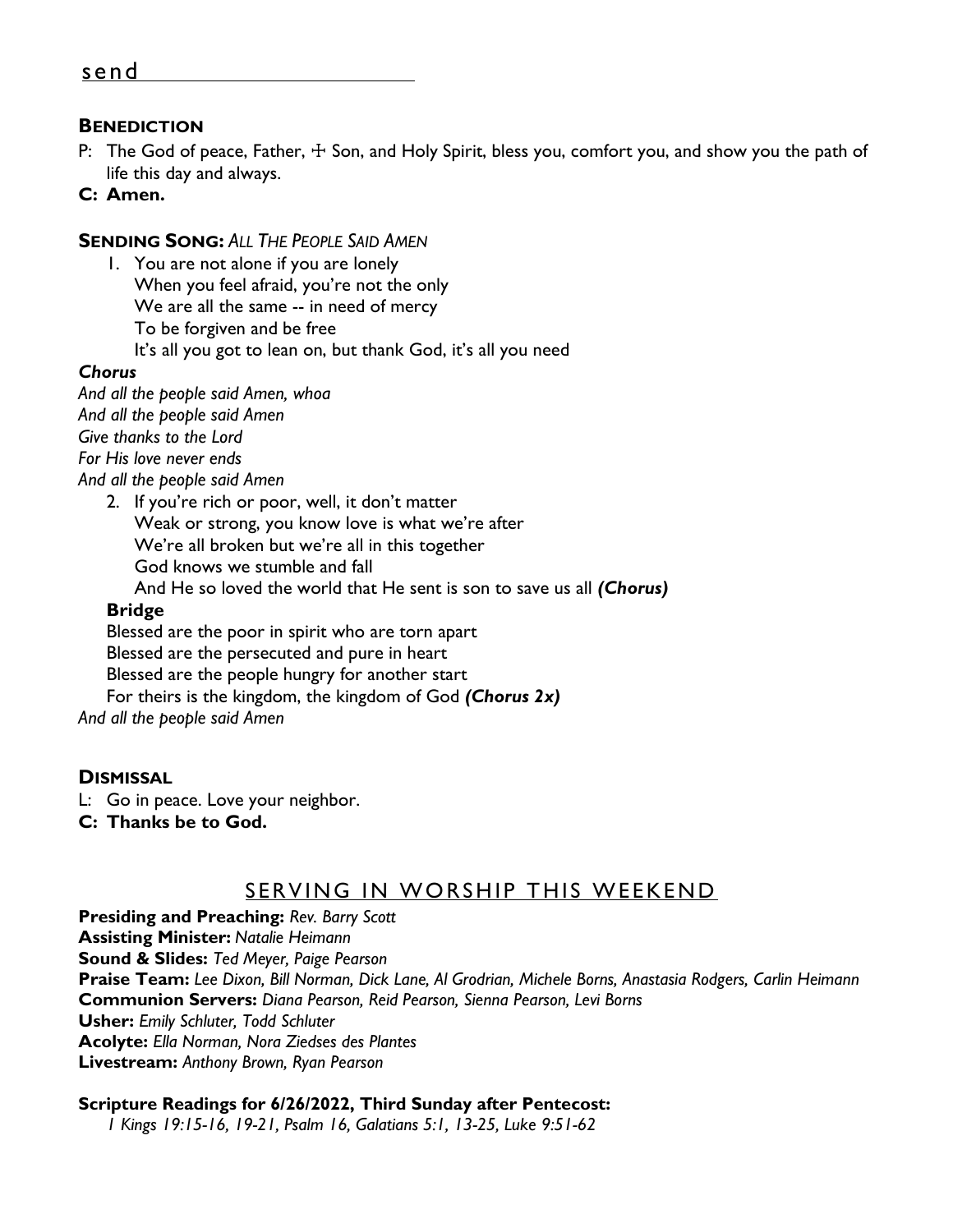## send

### BENEDICTION

P: The God of peace, Father, ☩ Son, and Holy Spirit, bless you, comfort you, and show you the path of life this day and always.

**C: Amen.**

### SENDING SONG: *ALL THE PEOPLE SAID AMEN*

1. You are not alone if you are lonely
   When you feel afraid, you're not the only
   We are all the same -- in need of mercy
   To be forgiven and be free
   It's all you got to lean on, but thank God, it's all you need

***Chorus***

*And all the people said Amen, whoa*
*And all the people said Amen*
*Give thanks to the Lord*
*For His love never ends*
*And all the people said Amen*

2. If you're rich or poor, well, it don't matter
   Weak or strong, you know love is what we're after
   We're all broken but we're all in this together
   God knows we stumble and fall
   And He so loved the world that He sent is son to save us all ***(Chorus)***

**Bridge**

Blessed are the poor in spirit who are torn apart
Blessed are the persecuted and pure in heart
Blessed are the people hungry for another start
For theirs is the kingdom, the kingdom of God ***(Chorus 2x)***

*And all the people said Amen*

### DISMISSAL

L: Go in peace. Love your neighbor.

**C: Thanks be to God.**

## SERVING IN WORSHIP THIS WEEKEND

**Presiding and Preaching:** *Rev. Barry Scott*
**Assisting Minister:** *Natalie Heimann*
**Sound & Slides:** *Ted Meyer, Paige Pearson*
**Praise Team:** *Lee Dixon, Bill Norman, Dick Lane, Al Grodrian, Michele Borns, Anastasia Rodgers, Carlin Heimann*
**Communion Servers:** *Diana Pearson, Reid Pearson, Sienna Pearson, Levi Borns*
**Usher:** *Emily Schluter, Todd Schluter*
**Acolyte:** *Ella Norman, Nora Ziedses des Plantes*
**Livestream:** *Anthony Brown, Ryan Pearson*

**Scripture Readings for 6/26/2022, Third Sunday after Pentecost:**
*1 Kings 19:15-16, 19-21, Psalm 16, Galatians 5:1, 13-25, Luke 9:51-62*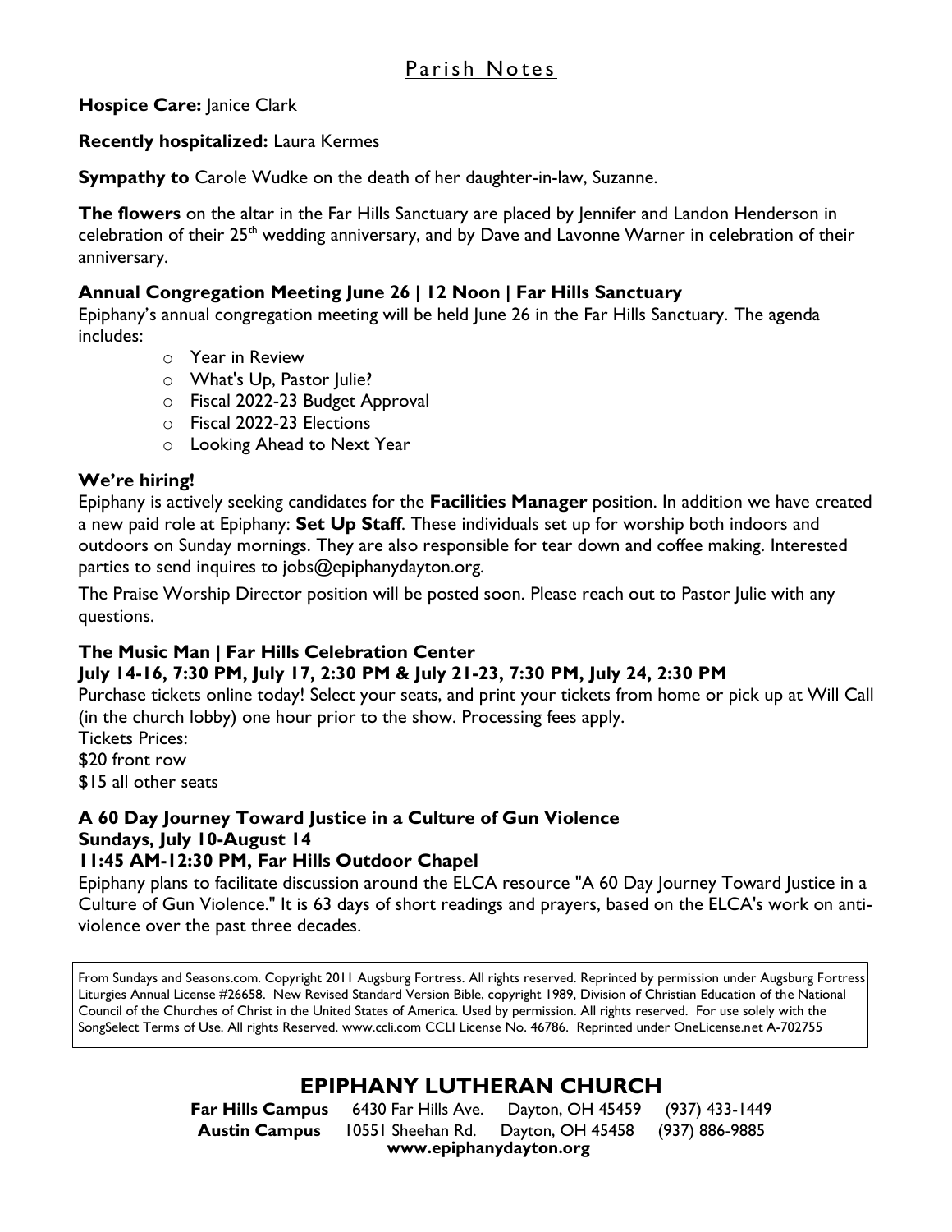## Parish Notes

**Hospice Care:** Janice Clark

**Recently hospitalized:** Laura Kermes

**Sympathy to** Carole Wudke on the death of her daughter-in-law, Suzanne.

**The flowers** on the altar in the Far Hills Sanctuary are placed by Jennifer and Landon Henderson in celebration of their 25th wedding anniversary, and by Dave and Lavonne Warner in celebration of their anniversary.

### Annual Congregation Meeting June 26 | 12 Noon | Far Hills Sanctuary

Epiphany's annual congregation meeting will be held June 26 in the Far Hills Sanctuary. The agenda includes:

- Year in Review
- What's Up, Pastor Julie?
- Fiscal 2022-23 Budget Approval
- Fiscal 2022-23 Elections
- Looking Ahead to Next Year

### We're hiring!

Epiphany is actively seeking candidates for the **Facilities Manager** position. In addition we have created a new paid role at Epiphany: **Set Up Staff**. These individuals set up for worship both indoors and outdoors on Sunday mornings. They are also responsible for tear down and coffee making. Interested parties to send inquires to jobs@epiphanydayton.org.

The Praise Worship Director position will be posted soon. Please reach out to Pastor Julie with any questions.

### The Music Man | Far Hills Celebration Center
### July 14-16, 7:30 PM, July 17, 2:30 PM & July 21-23, 7:30 PM, July 24, 2:30 PM

Purchase tickets online today! Select your seats, and print your tickets from home or pick up at Will Call (in the church lobby) one hour prior to the show. Processing fees apply.

Tickets Prices:
$20 front row
$15 all other seats

### A 60 Day Journey Toward Justice in a Culture of Gun Violence
### Sundays, July 10-August 14
### 11:45 AM-12:30 PM, Far Hills Outdoor Chapel

Epiphany plans to facilitate discussion around the ELCA resource "A 60 Day Journey Toward Justice in a Culture of Gun Violence." It is 63 days of short readings and prayers, based on the ELCA's work on anti-violence over the past three decades.

From Sundays and Seasons.com. Copyright 2011 Augsburg Fortress. All rights reserved. Reprinted by permission under Augsburg Fortress Liturgies Annual License #26658. New Revised Standard Version Bible, copyright 1989, Division of Christian Education of the National Council of the Churches of Christ in the United States of America. Used by permission. All rights reserved. For use solely with the SongSelect Terms of Use. All rights Reserved. www.ccli.com CCLI License No. 46786. Reprinted under OneLicense.net A-702755

## EPIPHANY LUTHERAN CHURCH

**Far Hills Campus** 6430 Far Hills Ave. Dayton, OH 45459 (937) 433-1449
**Austin Campus** 10551 Sheehan Rd. Dayton, OH 45458 (937) 886-9885
**www.epiphanydayton.org**